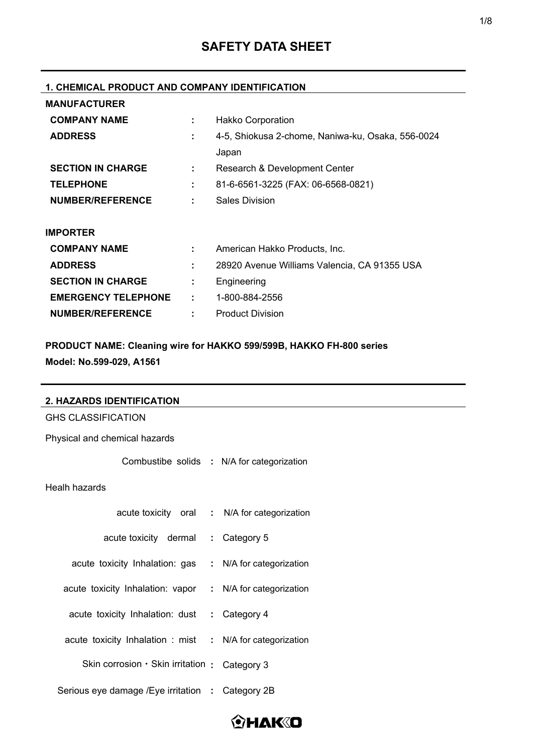# SAFETY DATA SHEET

## 1. CHEMICAL PRODUCT AND COMPANY IDENTIFICATION

**MANUFACTURER**

| | | |
|---|---|---|
| **COMPANY NAME** | : | Hakko Corporation |
| **ADDRESS** | : | 4-5, Shiokusa 2-chome, Naniwa-ku, Osaka, 556-0024 Japan |
| **SECTION IN CHARGE** | : | Research & Development Center |
| **TELEPHONE** | : | 81-6-6561-3225 (FAX: 06-6568-0821) |
| **NUMBER/REFERENCE** | : | Sales Division |

**IMPORTER**

| | | |
|---|---|---|
| **COMPANY NAME** | : | American Hakko Products, Inc. |
| **ADDRESS** | : | 28920 Avenue Williams Valencia, CA 91355 USA |
| **SECTION IN CHARGE** | : | Engineering |
| **EMERGENCY TELEPHONE** | : | 1-800-884-2556 |
| **NUMBER/REFERENCE** | : | Product Division |

**PRODUCT NAME: Cleaning wire for HAKKO 599/599B, HAKKO FH-800 series**

**Model: No.599-029, A1561**

## 2. HAZARDS IDENTIFICATION

GHS CLASSIFICATION

Physical and chemical hazards

| | | |
|---|---|---|
| Combustibe solids | : | N/A for categorization |

Healh hazards

| | | |
|---|---|---|
| acute toxicity oral | : | N/A for categorization |
| acute toxicity dermal | : | Category 5 |
| acute toxicity Inhalation: gas | : | N/A for categorization |
| acute toxicity Inhalation: vapor | : | N/A for categorization |
| acute toxicity Inhalation: dust | : | Category 4 |
| acute toxicity Inhalation : mist | : | N/A for categorization |
| Skin corrosion・Skin irritation | : | Category 3 |
| Serious eye damage /Eye irritation | : | Category 2B |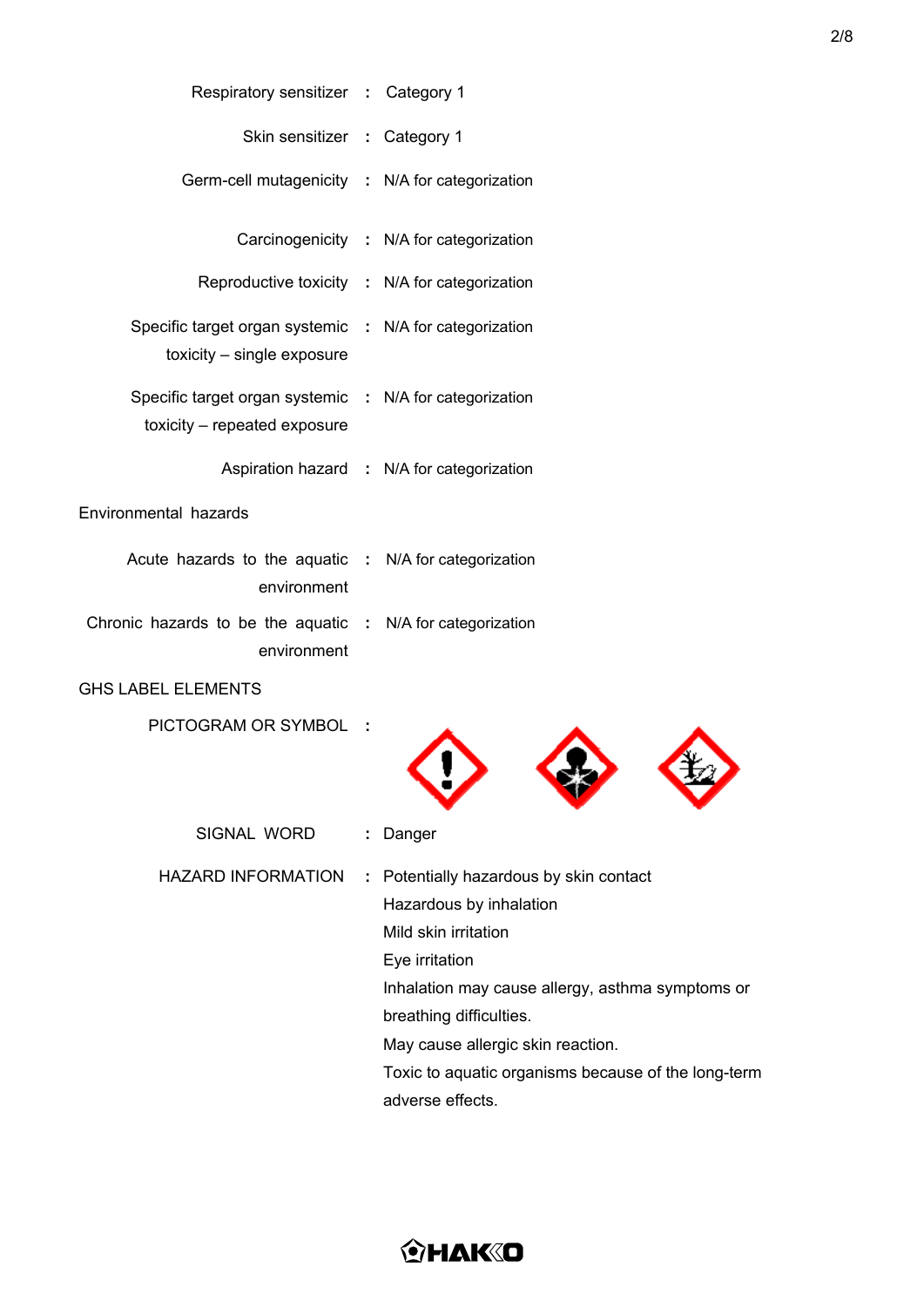Respiratory sensitizer : Category 1

Skin sensitizer : Category 1

Germ-cell mutagenicity : N/A for categorization

Carcinogenicity : N/A for categorization

Reproductive toxicity : N/A for categorization

Specific target organ systemic toxicity – single exposure : N/A for categorization

Specific target organ systemic toxicity – repeated exposure : N/A for categorization

Aspiration hazard : N/A for categorization

Environmental hazards

Acute hazards to the aquatic environment : N/A for categorization

Chronic hazards to be the aquatic environment : N/A for categorization

GHS LABEL ELEMENTS

PICTOGRAM OR SYMBOL :

SIGNAL WORD : Danger

HAZARD INFORMATION : Potentially hazardous by skin contact
Hazardous by inhalation
Mild skin irritation
Eye irritation
Inhalation may cause allergy, asthma symptoms or breathing difficulties.
May cause allergic skin reaction.
Toxic to aquatic organisms because of the long-term adverse effects.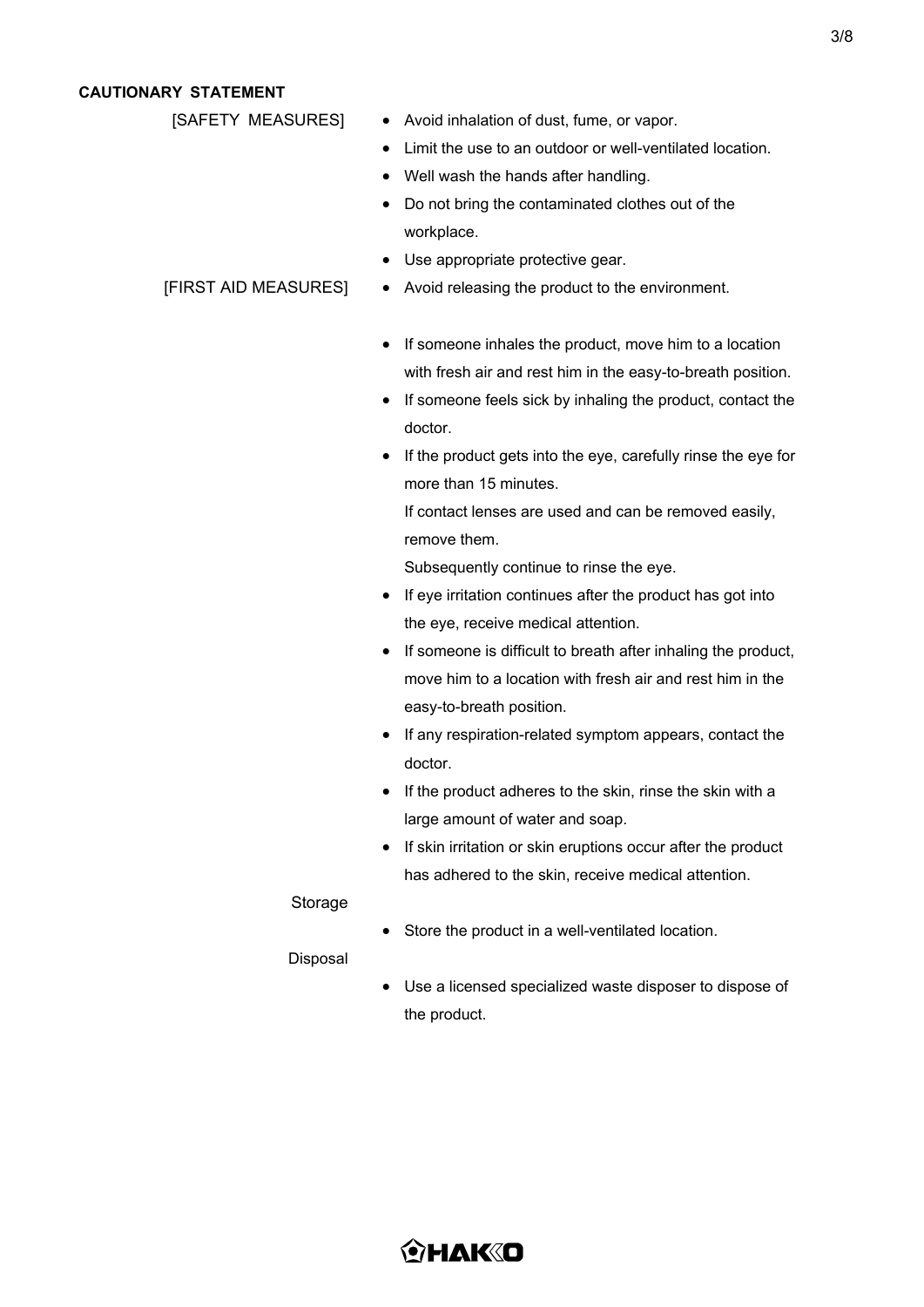**CAUTIONARY STATEMENT**

[SAFETY MEASURES]

- Avoid inhalation of dust, fume, or vapor.
- Limit the use to an outdoor or well-ventilated location.
- Well wash the hands after handling.
- Do not bring the contaminated clothes out of the workplace.
- Use appropriate protective gear.
- Avoid releasing the product to the environment.

[FIRST AID MEASURES]

- If someone inhales the product, move him to a location with fresh air and rest him in the easy-to-breath position.
- If someone feels sick by inhaling the product, contact the doctor.
- If the product gets into the eye, carefully rinse the eye for more than 15 minutes.
  If contact lenses are used and can be removed easily, remove them.
  Subsequently continue to rinse the eye.
- If eye irritation continues after the product has got into the eye, receive medical attention.
- If someone is difficult to breath after inhaling the product, move him to a location with fresh air and rest him in the easy-to-breath position.
- If any respiration-related symptom appears, contact the doctor.
- If the product adheres to the skin, rinse the skin with a large amount of water and soap.
- If skin irritation or skin eruptions occur after the product has adhered to the skin, receive medical attention.

Storage

- Store the product in a well-ventilated location.

Disposal

- Use a licensed specialized waste disposer to dispose of the product.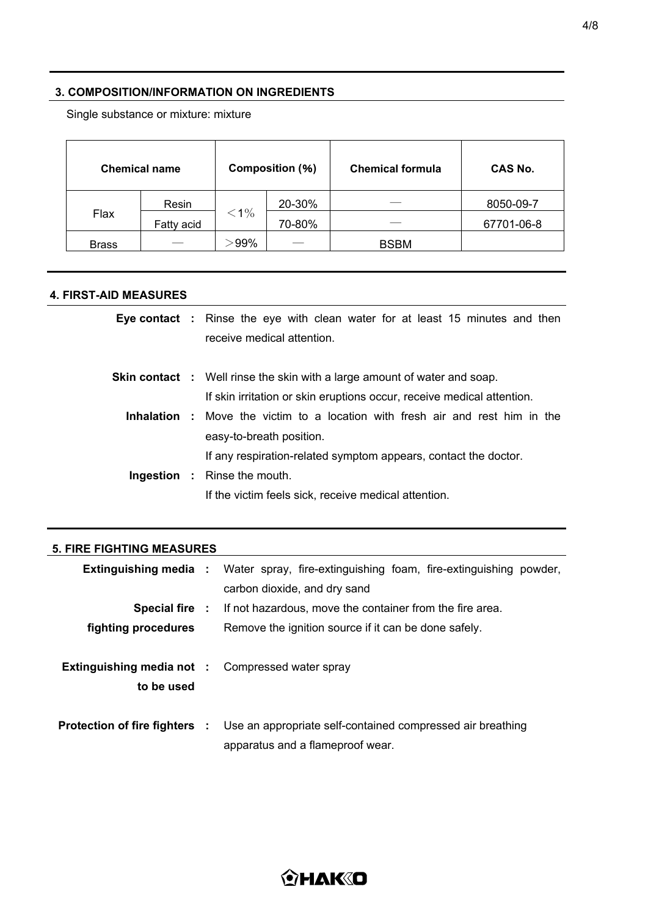## 3. COMPOSITION/INFORMATION ON INGREDIENTS

Single substance or mixture: mixture

| Chemical name | | Composition (%) | | Chemical formula | CAS No. |
|---|---|---|---|---|---|
| Flax | Resin | ＜1% | 20-30% | — | 8050-09-7 |
| | Fatty acid | | 70-80% | — | 67701-06-8 |
| Brass | — | ＞99% | — | BSBM | |

## 4. FIRST-AID MEASURES

**Eye contact :** Rinse the eye with clean water for at least 15 minutes and then receive medical attention.

**Skin contact :** Well rinse the skin with a large amount of water and soap.
If skin irritation or skin eruptions occur, receive medical attention.

**Inhalation :** Move the victim to a location with fresh air and rest him in the easy-to-breath position.
If any respiration-related symptom appears, contact the doctor.

**Ingestion :** Rinse the mouth.
If the victim feels sick, receive medical attention.

## 5. FIRE FIGHTING MEASURES

**Extinguishing media :** Water spray, fire-extinguishing foam, fire-extinguishing powder, carbon dioxide, and dry sand

**Special fire fighting procedures :** If not hazardous, move the container from the fire area.
Remove the ignition source if it can be done safely.

**Extinguishing media not to be used :** Compressed water spray

**Protection of fire fighters :** Use an appropriate self-contained compressed air breathing apparatus and a flameproof wear.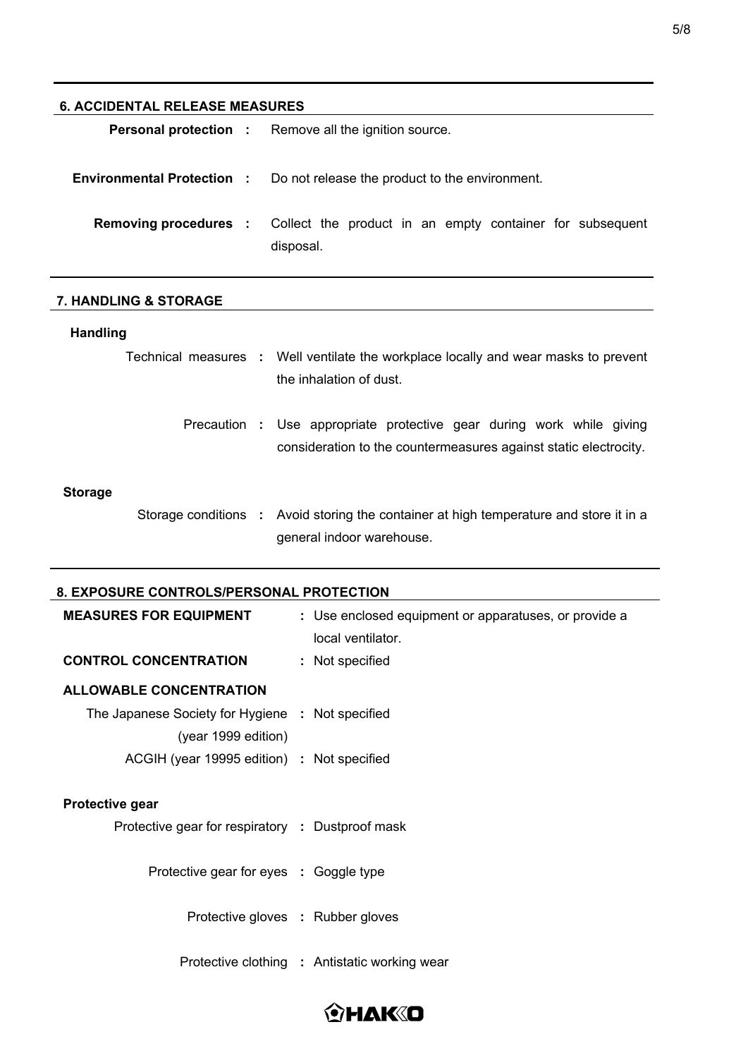## 6. ACCIDENTAL RELEASE MEASURES

**Personal protection :** Remove all the ignition source.

**Environmental Protection :** Do not release the product to the environment.

**Removing procedures :** Collect the product in an empty container for subsequent disposal.

## 7. HANDLING & STORAGE

### Handling

Technical measures **:** Well ventilate the workplace locally and wear masks to prevent the inhalation of dust.

Precaution **:** Use appropriate protective gear during work while giving consideration to the countermeasures against static electrocity.

### Storage

Storage conditions **:** Avoid storing the container at high temperature and store it in a general indoor warehouse.

## 8. EXPOSURE CONTROLS/PERSONAL PROTECTION

**MEASURES FOR EQUIPMENT :** Use enclosed equipment or apparatuses, or provide a local ventilator.

**CONTROL CONCENTRATION :** Not specified

**ALLOWABLE CONCENTRATION**

The Japanese Society for Hygiene (year 1999 edition) **:** Not specified

ACGIH (year 19995 edition) **:** Not specified

**Protective gear**

Protective gear for respiratory **:** Dustproof mask

Protective gear for eyes **:** Goggle type

Protective gloves **:** Rubber gloves

Protective clothing **:** Antistatic working wear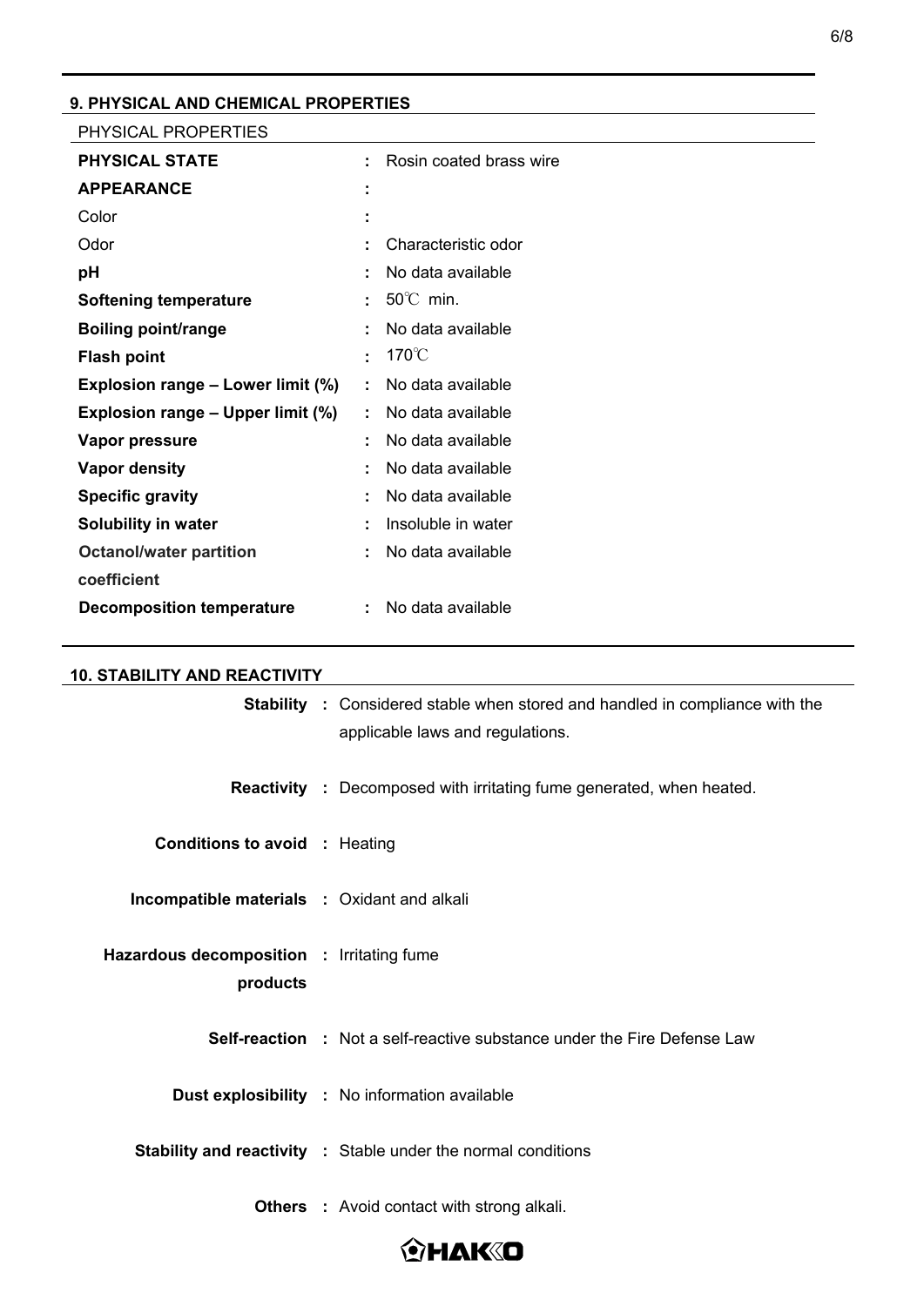## 9. PHYSICAL AND CHEMICAL PROPERTIES

PHYSICAL PROPERTIES

| | | |
|---|---|---|
| **PHYSICAL STATE** | : | Rosin coated brass wire |
| **APPEARANCE** | : | |
| Color | : | |
| Odor | : | Characteristic odor |
| **pH** | : | No data available |
| **Softening temperature** | : | 50℃ min. |
| **Boiling point/range** | : | No data available |
| **Flash point** | : | 170℃ |
| **Explosion range – Lower limit (%)** | : | No data available |
| **Explosion range – Upper limit (%)** | : | No data available |
| **Vapor pressure** | : | No data available |
| **Vapor density** | : | No data available |
| **Specific gravity** | : | No data available |
| **Solubility in water** | : | Insoluble in water |
| **Octanol/water partition coefficient** | : | No data available |
| **Decomposition temperature** | : | No data available |

## 10. STABILITY AND REACTIVITY

| | | |
|---|---|---|
| **Stability** | : | Considered stable when stored and handled in compliance with the applicable laws and regulations. |
| **Reactivity** | : | Decomposed with irritating fume generated, when heated. |
| **Conditions to avoid** | : | Heating |
| **Incompatible materials** | : | Oxidant and alkali |
| **Hazardous decomposition products** | : | Irritating fume |
| **Self-reaction** | : | Not a self-reactive substance under the Fire Defense Law |
| **Dust explosibility** | : | No information available |
| **Stability and reactivity** | : | Stable under the normal conditions |
| **Others** | : | Avoid contact with strong alkali. |

HAKKO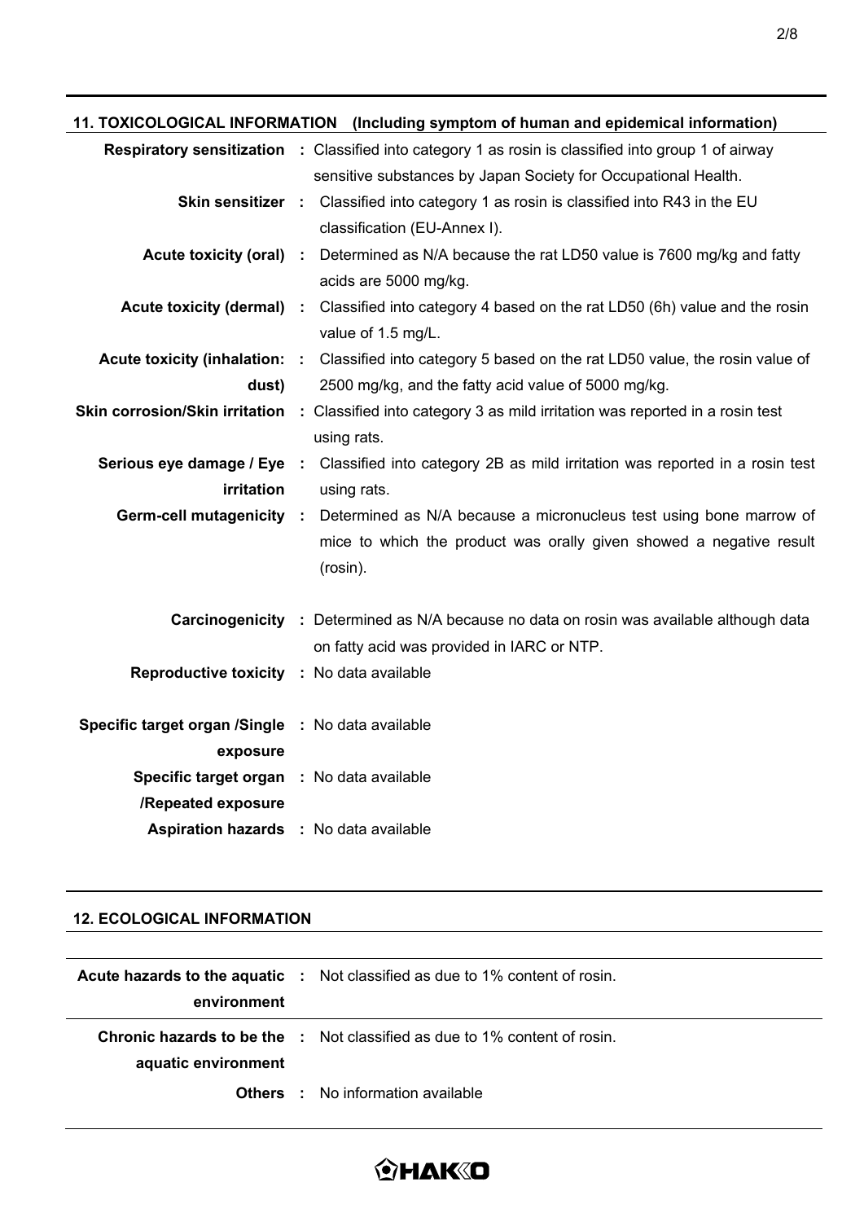## 11. TOXICOLOGICAL INFORMATION (Including symptom of human and epidemical information)

| | | |
|---|---|---|
| **Respiratory sensitization** | : | Classified into category 1 as rosin is classified into group 1 of airway sensitive substances by Japan Society for Occupational Health. |
| **Skin sensitizer** | : | Classified into category 1 as rosin is classified into R43 in the EU classification (EU-Annex I). |
| **Acute toxicity (oral)** | : | Determined as N/A because the rat LD50 value is 7600 mg/kg and fatty acids are 5000 mg/kg. |
| **Acute toxicity (dermal)** | : | Classified into category 4 based on the rat LD50 (6h) value and the rosin value of 1.5 mg/L. |
| **Acute toxicity (inhalation: dust)** | : | Classified into category 5 based on the rat LD50 value, the rosin value of 2500 mg/kg, and the fatty acid value of 5000 mg/kg. |
| **Skin corrosion/Skin irritation** | : | Classified into category 3 as mild irritation was reported in a rosin test using rats. |
| **Serious eye damage / Eye irritation** | : | Classified into category 2B as mild irritation was reported in a rosin test using rats. |
| **Germ-cell mutagenicity** | : | Determined as N/A because a micronucleus test using bone marrow of mice to which the product was orally given showed a negative result (rosin). |
| **Carcinogenicity** | : | Determined as N/A because no data on rosin was available although data on fatty acid was provided in IARC or NTP. |
| **Reproductive toxicity** | : | No data available |
| **Specific target organ /Single exposure** | : | No data available |
| **Specific target organ /Repeated exposure** | : | No data available |
| **Aspiration hazards** | : | No data available |

## 12. ECOLOGICAL INFORMATION

| | | |
|---|---|---|
| **Acute hazards to the aquatic environment** | : | Not classified as due to 1% content of rosin. |
| **Chronic hazards to be the aquatic environment** | : | Not classified as due to 1% content of rosin. |
| **Others** | : | No information available |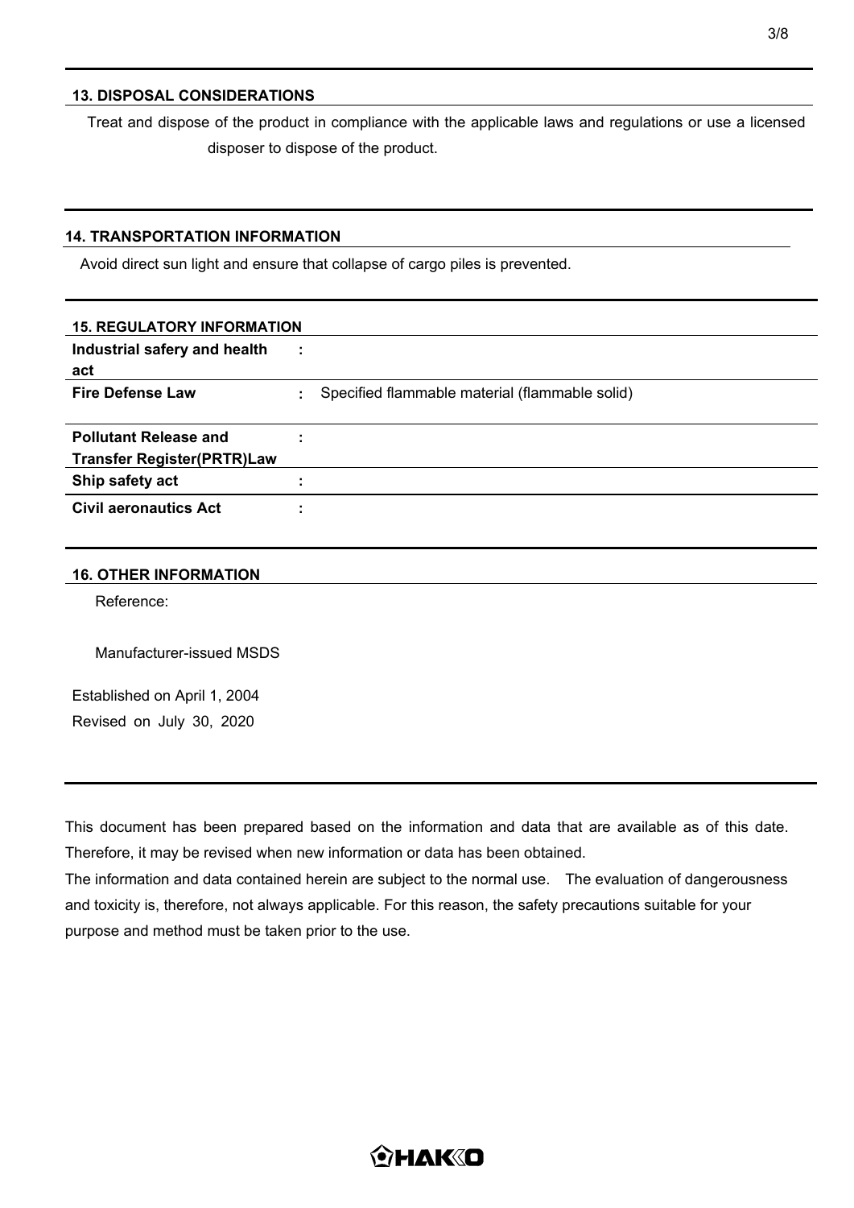## 13. DISPOSAL CONSIDERATIONS

Treat and dispose of the product in compliance with the applicable laws and regulations or use a licensed disposer to dispose of the product.

## 14. TRANSPORTATION INFORMATION

Avoid direct sun light and ensure that collapse of cargo piles is prevented.

## 15. REGULATORY INFORMATION

| | | |
|---|---|---|
| **Industrial safery and health act** | : | |
| **Fire Defense Law** | : | Specified flammable material (flammable solid) |
| **Pollutant Release and Transfer Register(PRTR)Law** | : | |
| **Ship safety act** | : | |
| **Civil aeronautics Act** | : | |

## 16. OTHER INFORMATION

Reference:

Manufacturer-issued MSDS

Established on April 1, 2004

Revised on July 30, 2020

This document has been prepared based on the information and data that are available as of this date. Therefore, it may be revised when new information or data has been obtained.

The information and data contained herein are subject to the normal use. The evaluation of dangerousness and toxicity is, therefore, not always applicable. For this reason, the safety precautions suitable for your purpose and method must be taken prior to the use.